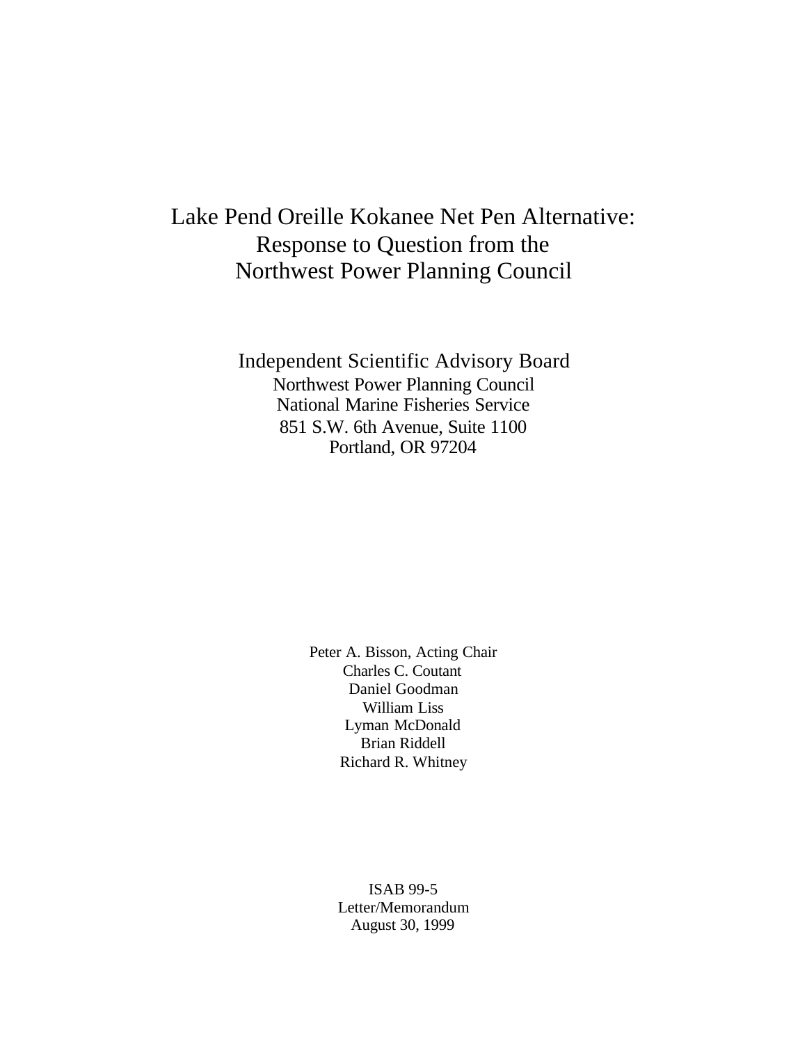# Lake Pend Oreille Kokanee Net Pen Alternative: Response to Question from the Northwest Power Planning Council

Independent Scientific Advisory Board
Northwest Power Planning Council
National Marine Fisheries Service
851 S.W. 6th Avenue, Suite 1100
Portland, OR 97204

Peter A. Bisson, Acting Chair
Charles C. Coutant
Daniel Goodman
William Liss
Lyman McDonald
Brian Riddell
Richard R. Whitney

ISAB 99-5
Letter/Memorandum
August 30, 1999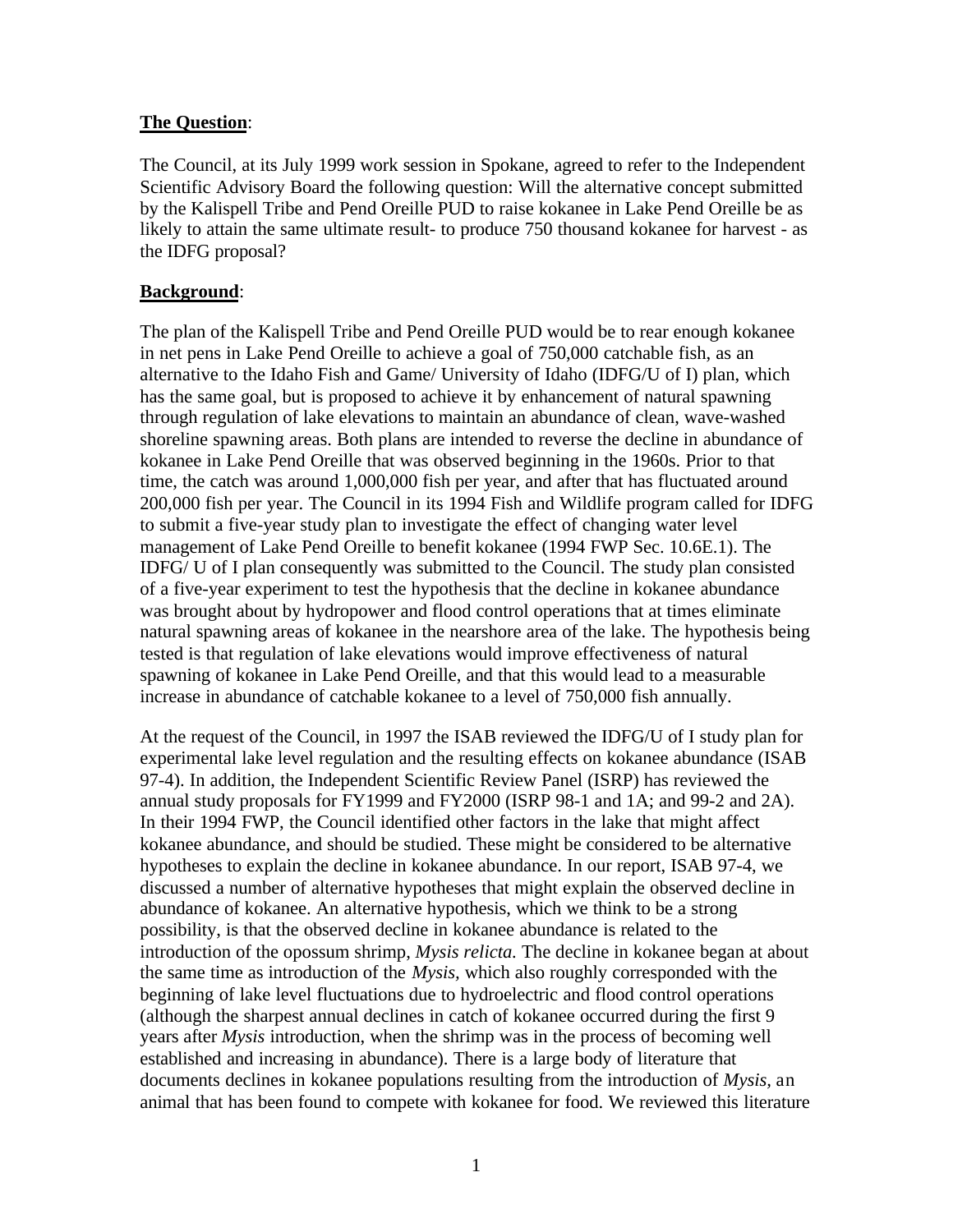**The Question**:

The Council, at its July 1999 work session in Spokane, agreed to refer to the Independent Scientific Advisory Board the following question: Will the alternative concept submitted by the Kalispell Tribe and Pend Oreille PUD to raise kokanee in Lake Pend Oreille be as likely to attain the same ultimate result- to produce 750 thousand kokanee for harvest - as the IDFG proposal?

**Background**:

The plan of the Kalispell Tribe and Pend Oreille PUD would be to rear enough kokanee in net pens in Lake Pend Oreille to achieve a goal of 750,000 catchable fish, as an alternative to the Idaho Fish and Game/ University of Idaho (IDFG/U of I) plan, which has the same goal, but is proposed to achieve it by enhancement of natural spawning through regulation of lake elevations to maintain an abundance of clean, wave-washed shoreline spawning areas. Both plans are intended to reverse the decline in abundance of kokanee in Lake Pend Oreille that was observed beginning in the 1960s. Prior to that time, the catch was around 1,000,000 fish per year, and after that has fluctuated around 200,000 fish per year. The Council in its 1994 Fish and Wildlife program called for IDFG to submit a five-year study plan to investigate the effect of changing water level management of Lake Pend Oreille to benefit kokanee (1994 FWP Sec. 10.6E.1). The IDFG/ U of I plan consequently was submitted to the Council. The study plan consisted of a five-year experiment to test the hypothesis that the decline in kokanee abundance was brought about by hydropower and flood control operations that at times eliminate natural spawning areas of kokanee in the nearshore area of the lake. The hypothesis being tested is that regulation of lake elevations would improve effectiveness of natural spawning of kokanee in Lake Pend Oreille, and that this would lead to a measurable increase in abundance of catchable kokanee to a level of 750,000 fish annually.

At the request of the Council, in 1997 the ISAB reviewed the IDFG/U of I study plan for experimental lake level regulation and the resulting effects on kokanee abundance (ISAB 97-4). In addition, the Independent Scientific Review Panel (ISRP) has reviewed the annual study proposals for FY1999 and FY2000 (ISRP 98-1 and 1A; and 99-2 and 2A). In their 1994 FWP, the Council identified other factors in the lake that might affect kokanee abundance, and should be studied. These might be considered to be alternative hypotheses to explain the decline in kokanee abundance. In our report, ISAB 97-4, we discussed a number of alternative hypotheses that might explain the observed decline in abundance of kokanee. An alternative hypothesis, which we think to be a strong possibility, is that the observed decline in kokanee abundance is related to the introduction of the opossum shrimp, *Mysis relicta*. The decline in kokanee began at about the same time as introduction of the *Mysis,* which also roughly corresponded with the beginning of lake level fluctuations due to hydroelectric and flood control operations (although the sharpest annual declines in catch of kokanee occurred during the first 9 years after *Mysis* introduction, when the shrimp was in the process of becoming well established and increasing in abundance). There is a large body of literature that documents declines in kokanee populations resulting from the introduction of *Mysis,* an animal that has been found to compete with kokanee for food. We reviewed this literature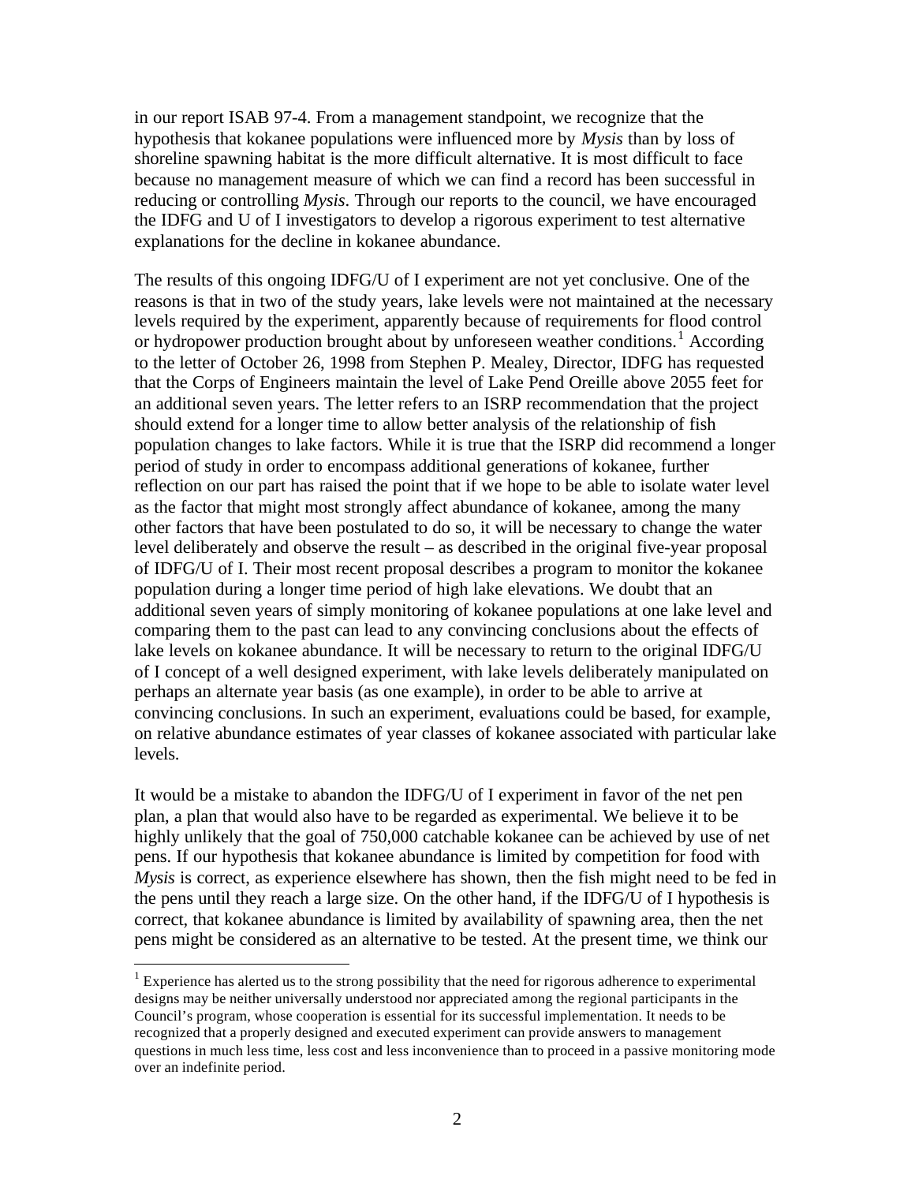in our report ISAB 97-4. From a management standpoint, we recognize that the hypothesis that kokanee populations were influenced more by *Mysis* than by loss of shoreline spawning habitat is the more difficult alternative. It is most difficult to face because no management measure of which we can find a record has been successful in reducing or controlling *Mysis*. Through our reports to the council, we have encouraged the IDFG and U of I investigators to develop a rigorous experiment to test alternative explanations for the decline in kokanee abundance.

The results of this ongoing IDFG/U of I experiment are not yet conclusive. One of the reasons is that in two of the study years, lake levels were not maintained at the necessary levels required by the experiment, apparently because of requirements for flood control or hydropower production brought about by unforeseen weather conditions.[1] According to the letter of October 26, 1998 from Stephen P. Mealey, Director, IDFG has requested that the Corps of Engineers maintain the level of Lake Pend Oreille above 2055 feet for an additional seven years. The letter refers to an ISRP recommendation that the project should extend for a longer time to allow better analysis of the relationship of fish population changes to lake factors. While it is true that the ISRP did recommend a longer period of study in order to encompass additional generations of kokanee, further reflection on our part has raised the point that if we hope to be able to isolate water level as the factor that might most strongly affect abundance of kokanee, among the many other factors that have been postulated to do so, it will be necessary to change the water level deliberately and observe the result – as described in the original five-year proposal of IDFG/U of I. Their most recent proposal describes a program to monitor the kokanee population during a longer time period of high lake elevations. We doubt that an additional seven years of simply monitoring of kokanee populations at one lake level and comparing them to the past can lead to any convincing conclusions about the effects of lake levels on kokanee abundance. It will be necessary to return to the original IDFG/U of I concept of a well designed experiment, with lake levels deliberately manipulated on perhaps an alternate year basis (as one example), in order to be able to arrive at convincing conclusions. In such an experiment, evaluations could be based, for example, on relative abundance estimates of year classes of kokanee associated with particular lake levels.

It would be a mistake to abandon the IDFG/U of I experiment in favor of the net pen plan, a plan that would also have to be regarded as experimental. We believe it to be highly unlikely that the goal of 750,000 catchable kokanee can be achieved by use of net pens. If our hypothesis that kokanee abundance is limited by competition for food with *Mysis* is correct, as experience elsewhere has shown, then the fish might need to be fed in the pens until they reach a large size. On the other hand, if the IDFG/U of I hypothesis is correct, that kokanee abundance is limited by availability of spawning area, then the net pens might be considered as an alternative to be tested. At the present time, we think our

[1] Experience has alerted us to the strong possibility that the need for rigorous adherence to experimental designs may be neither universally understood nor appreciated among the regional participants in the Council's program, whose cooperation is essential for its successful implementation. It needs to be recognized that a properly designed and executed experiment can provide answers to management questions in much less time, less cost and less inconvenience than to proceed in a passive monitoring mode over an indefinite period.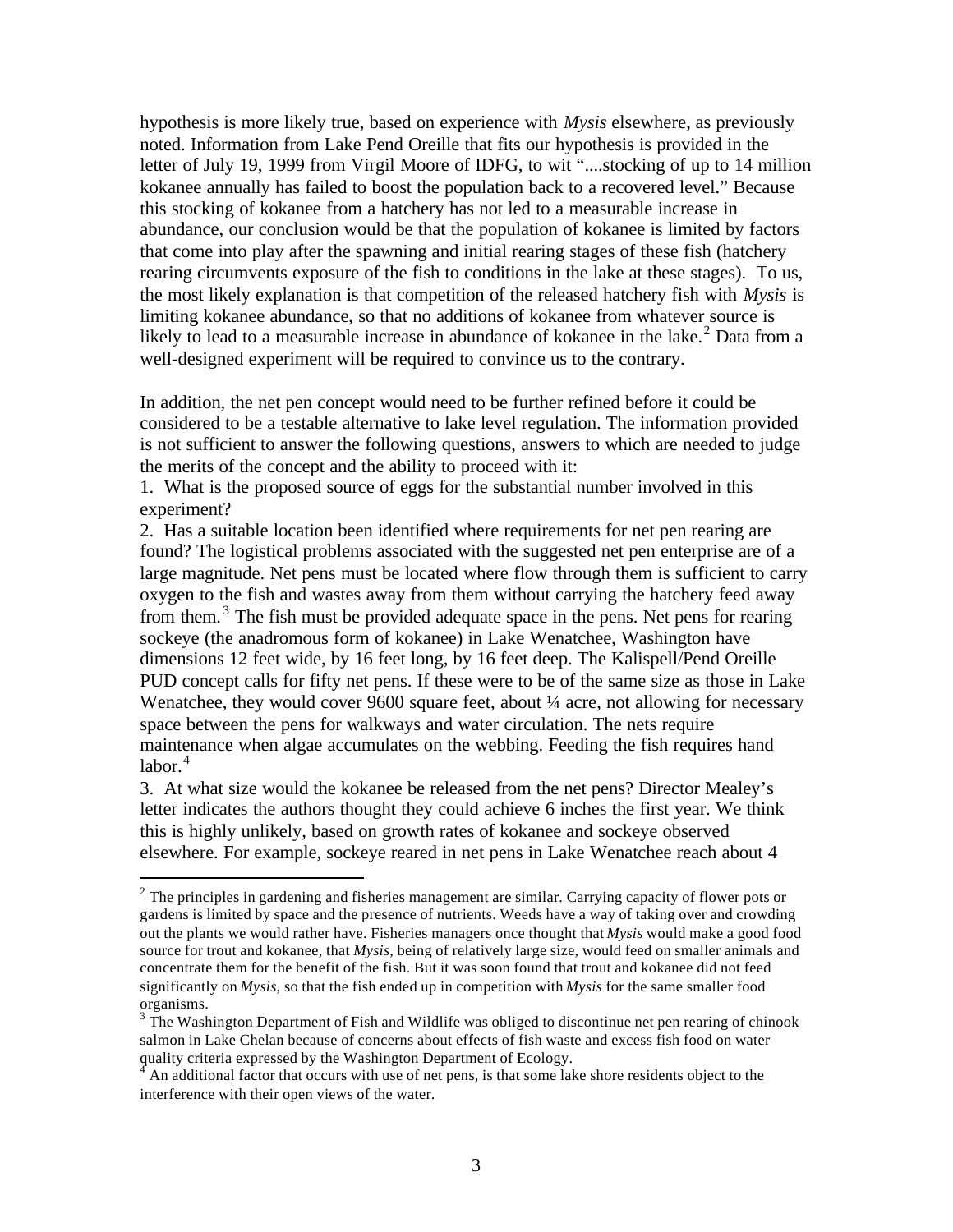hypothesis is more likely true, based on experience with *Mysis* elsewhere, as previously noted. Information from Lake Pend Oreille that fits our hypothesis is provided in the letter of July 19, 1999 from Virgil Moore of IDFG, to wit "....stocking of up to 14 million kokanee annually has failed to boost the population back to a recovered level." Because this stocking of kokanee from a hatchery has not led to a measurable increase in abundance, our conclusion would be that the population of kokanee is limited by factors that come into play after the spawning and initial rearing stages of these fish (hatchery rearing circumvents exposure of the fish to conditions in the lake at these stages). To us, the most likely explanation is that competition of the released hatchery fish with *Mysis* is limiting kokanee abundance, so that no additions of kokanee from whatever source is likely to lead to a measurable increase in abundance of kokanee in the lake.[2] Data from a well-designed experiment will be required to convince us to the contrary.

In addition, the net pen concept would need to be further refined before it could be considered to be a testable alternative to lake level regulation. The information provided is not sufficient to answer the following questions, answers to which are needed to judge the merits of the concept and the ability to proceed with it:

1. What is the proposed source of eggs for the substantial number involved in this experiment?
2. Has a suitable location been identified where requirements for net pen rearing are found? The logistical problems associated with the suggested net pen enterprise are of a large magnitude. Net pens must be located where flow through them is sufficient to carry oxygen to the fish and wastes away from them without carrying the hatchery feed away from them.[3] The fish must be provided adequate space in the pens. Net pens for rearing sockeye (the anadromous form of kokanee) in Lake Wenatchee, Washington have dimensions 12 feet wide, by 16 feet long, by 16 feet deep. The Kalispell/Pend Oreille PUD concept calls for fifty net pens. If these were to be of the same size as those in Lake Wenatchee, they would cover 9600 square feet, about ¼ acre, not allowing for necessary space between the pens for walkways and water circulation. The nets require maintenance when algae accumulates on the webbing. Feeding the fish requires hand labor.[4]
3. At what size would the kokanee be released from the net pens? Director Mealey's letter indicates the authors thought they could achieve 6 inches the first year. We think this is highly unlikely, based on growth rates of kokanee and sockeye observed elsewhere. For example, sockeye reared in net pens in Lake Wenatchee reach about 4

---

[2] The principles in gardening and fisheries management are similar. Carrying capacity of flower pots or gardens is limited by space and the presence of nutrients. Weeds have a way of taking over and crowding out the plants we would rather have. Fisheries managers once thought that *Mysis* would make a good food source for trout and kokanee, that *Mysis*, being of relatively large size, would feed on smaller animals and concentrate them for the benefit of the fish. But it was soon found that trout and kokanee did not feed significantly on *Mysis*, so that the fish ended up in competition with *Mysis* for the same smaller food organisms.

[3] The Washington Department of Fish and Wildlife was obliged to discontinue net pen rearing of chinook salmon in Lake Chelan because of concerns about effects of fish waste and excess fish food on water quality criteria expressed by the Washington Department of Ecology.

[4] An additional factor that occurs with use of net pens, is that some lake shore residents object to the interference with their open views of the water.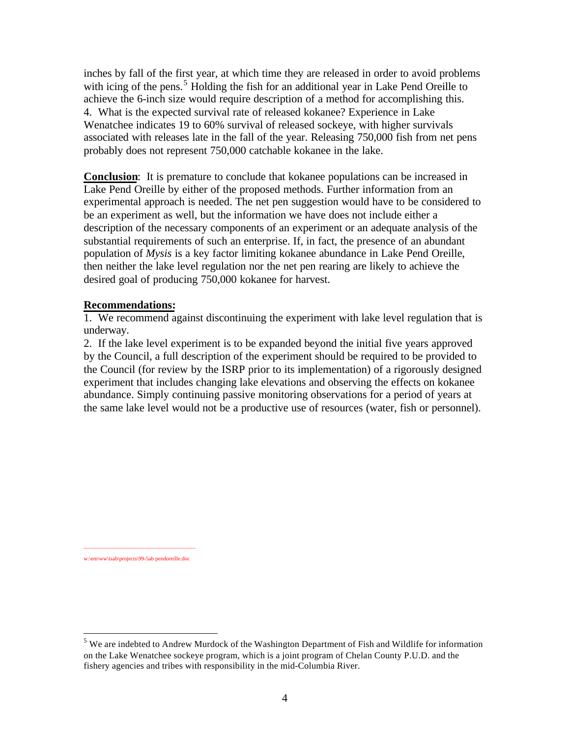inches by fall of the first year, at which time they are released in order to avoid problems with icing of the pens.[5] Holding the fish for an additional year in Lake Pend Oreille to achieve the 6-inch size would require description of a method for accomplishing this.

4. What is the expected survival rate of released kokanee? Experience in Lake Wenatchee indicates 19 to 60% survival of released sockeye, with higher survivals associated with releases late in the fall of the year. Releasing 750,000 fish from net pens probably does not represent 750,000 catchable kokanee in the lake.

**Conclusion**: It is premature to conclude that kokanee populations can be increased in Lake Pend Oreille by either of the proposed methods. Further information from an experimental approach is needed. The net pen suggestion would have to be considered to be an experiment as well, but the information we have does not include either a description of the necessary components of an experiment or an adequate analysis of the substantial requirements of such an enterprise. If, in fact, the presence of an abundant population of *Mysis* is a key factor limiting kokanee abundance in Lake Pend Oreille, then neither the lake level regulation nor the net pen rearing are likely to achieve the desired goal of producing 750,000 kokanee for harvest.

**Recommendations:**

1. We recommend against discontinuing the experiment with lake level regulation that is underway.
2. If the lake level experiment is to be expanded beyond the initial five years approved by the Council, a full description of the experiment should be required to be provided to the Council (for review by the ISRP prior to its implementation) of a rigorously designed experiment that includes changing lake elevations and observing the effects on kokanee abundance. Simply continuing passive monitoring observations for a period of years at the same lake level would not be a productive use of resources (water, fish or personnel).

w:\em\ww\isab\projects\99-5ab pendoreille.doc

[5] We are indebted to Andrew Murdock of the Washington Department of Fish and Wildlife for information on the Lake Wenatchee sockeye program, which is a joint program of Chelan County P.U.D. and the fishery agencies and tribes with responsibility in the mid-Columbia River.